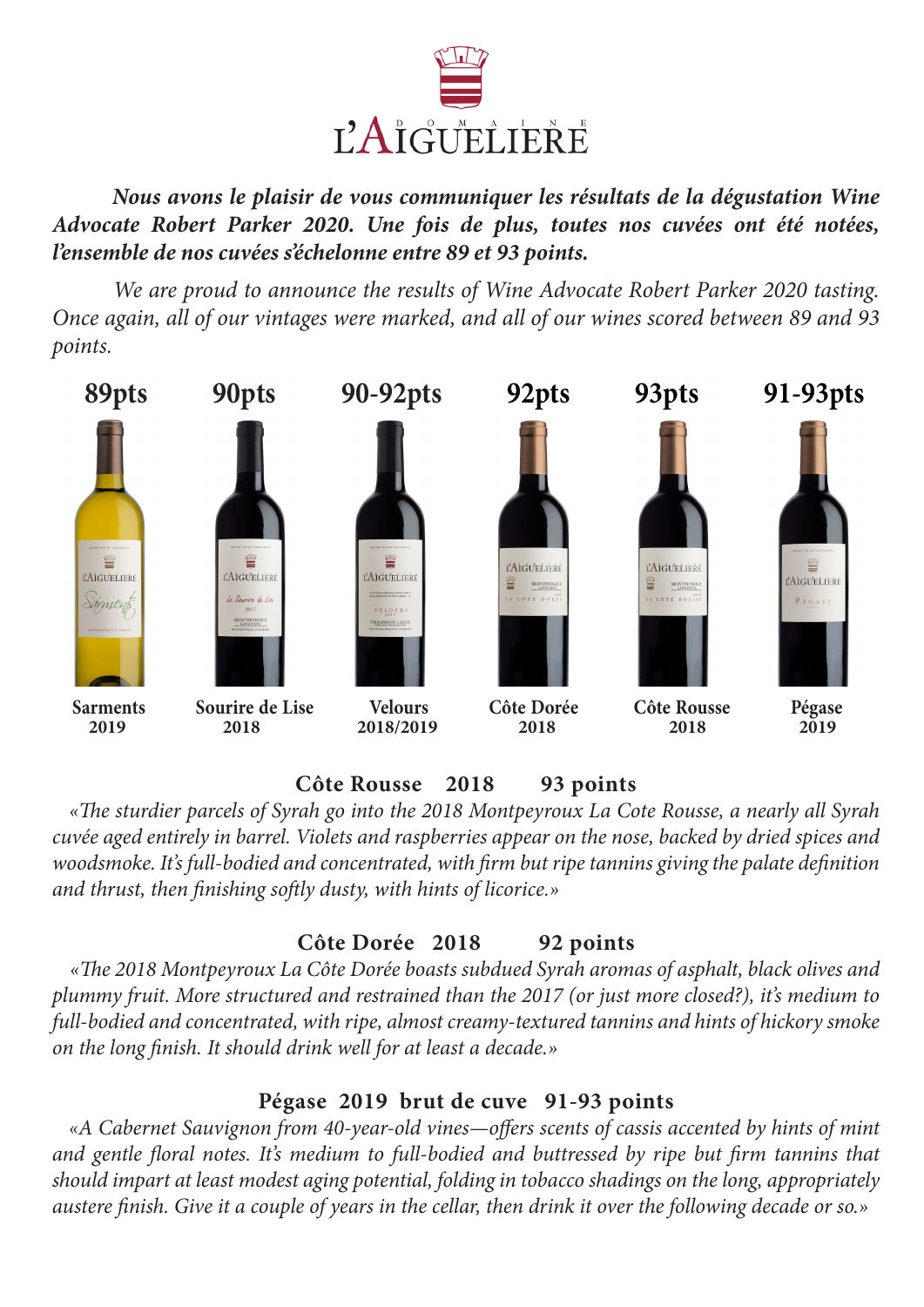# L'AIGUELIERE

DOMAINE

***Nous avons le plaisir de vous communiquer les résultats de la dégustation Wine Advocate Robert Parker 2020. Une fois de plus, toutes nos cuvées ont été notées, l'ensemble de nos cuvées s'échelonne entre 89 et 93 points.***

*We are proud to announce the results of Wine Advocate Robert Parker 2020 tasting. Once again, all of our vintages were marked, and all of our wines scored between 89 and 93 points.*

| 89pts | 90pts | 90-92pts | 92pts | 93pts | 91-93pts |
|---|---|---|---|---|---|
| **Sarments 2019** | **Sourire de Lise 2018** | **Velours 2018/2019** | **Côte Dorée 2018** | **Côte Rousse 2018** | **Pégase 2019** |

**Côte Rousse 2018 93 points**

*«The sturdier parcels of Syrah go into the 2018 Montpeyroux La Cote Rousse, a nearly all Syrah cuvée aged entirely in barrel. Violets and raspberries appear on the nose, backed by dried spices and woodsmoke. It's full-bodied and concentrated, with firm but ripe tannins giving the palate definition and thrust, then finishing softly dusty, with hints of licorice.»*

**Côte Dorée 2018 92 points**

*«The 2018 Montpeyroux La Côte Dorée boasts subdued Syrah aromas of asphalt, black olives and plummy fruit. More structured and restrained than the 2017 (or just more closed?), it's medium to full-bodied and concentrated, with ripe, almost creamy-textured tannins and hints of hickory smoke on the long finish. It should drink well for at least a decade.»*

**Pégase 2019 brut de cuve 91-93 points**

*«A Cabernet Sauvignon from 40-year-old vines—offers scents of cassis accented by hints of mint and gentle floral notes. It's medium to full-bodied and buttressed by ripe but firm tannins that should impart at least modest aging potential, folding in tobacco shadings on the long, appropriately austere finish. Give it a couple of years in the cellar, then drink it over the following decade or so.»*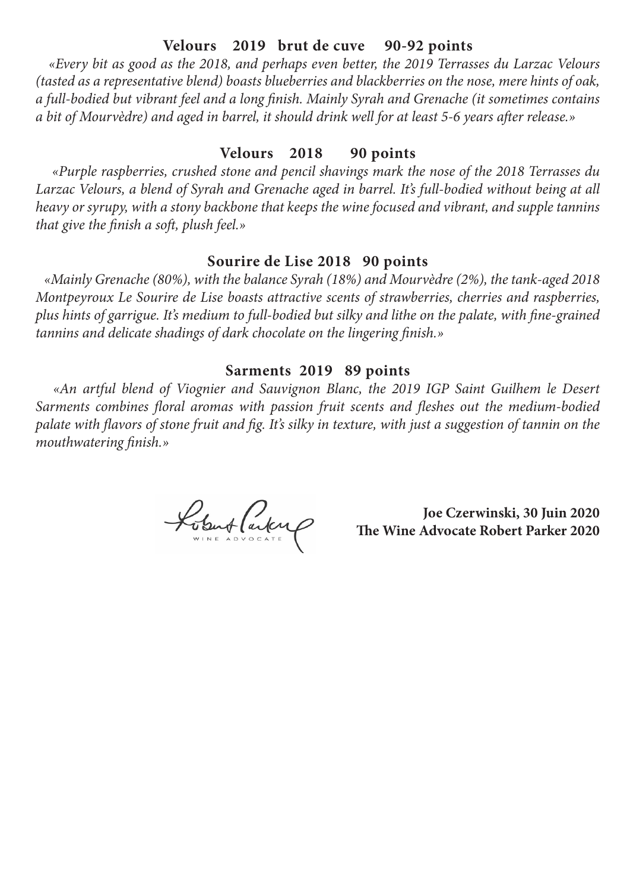**Velours 2019 brut de cuve 90-92 points**

*«Every bit as good as the 2018, and perhaps even better, the 2019 Terrasses du Larzac Velours (tasted as a representative blend) boasts blueberries and blackberries on the nose, mere hints of oak, a full-bodied but vibrant feel and a long finish. Mainly Syrah and Grenache (it sometimes contains a bit of Mourvèdre) and aged in barrel, it should drink well for at least 5-6 years after release.»*

**Velours 2018 90 points**

*«Purple raspberries, crushed stone and pencil shavings mark the nose of the 2018 Terrasses du Larzac Velours, a blend of Syrah and Grenache aged in barrel. It's full-bodied without being at all heavy or syrupy, with a stony backbone that keeps the wine focused and vibrant, and supple tannins that give the finish a soft, plush feel.»*

**Sourire de Lise 2018 90 points**

*«Mainly Grenache (80%), with the balance Syrah (18%) and Mourvèdre (2%), the tank-aged 2018 Montpeyroux Le Sourire de Lise boasts attractive scents of strawberries, cherries and raspberries, plus hints of garrigue. It's medium to full-bodied but silky and lithe on the palate, with fine-grained tannins and delicate shadings of dark chocolate on the lingering finish.»*

**Sarments 2019 89 points**

*«An artful blend of Viognier and Sauvignon Blanc, the 2019 IGP Saint Guilhem le Desert Sarments combines floral aromas with passion fruit scents and fleshes out the medium-bodied palate with flavors of stone fruit and fig. It's silky in texture, with just a suggestion of tannin on the mouthwatering finish.»*

Robert Parker WINE ADVOCATE

**Joe Czerwinski, 30 Juin 2020**
**The Wine Advocate Robert Parker 2020**